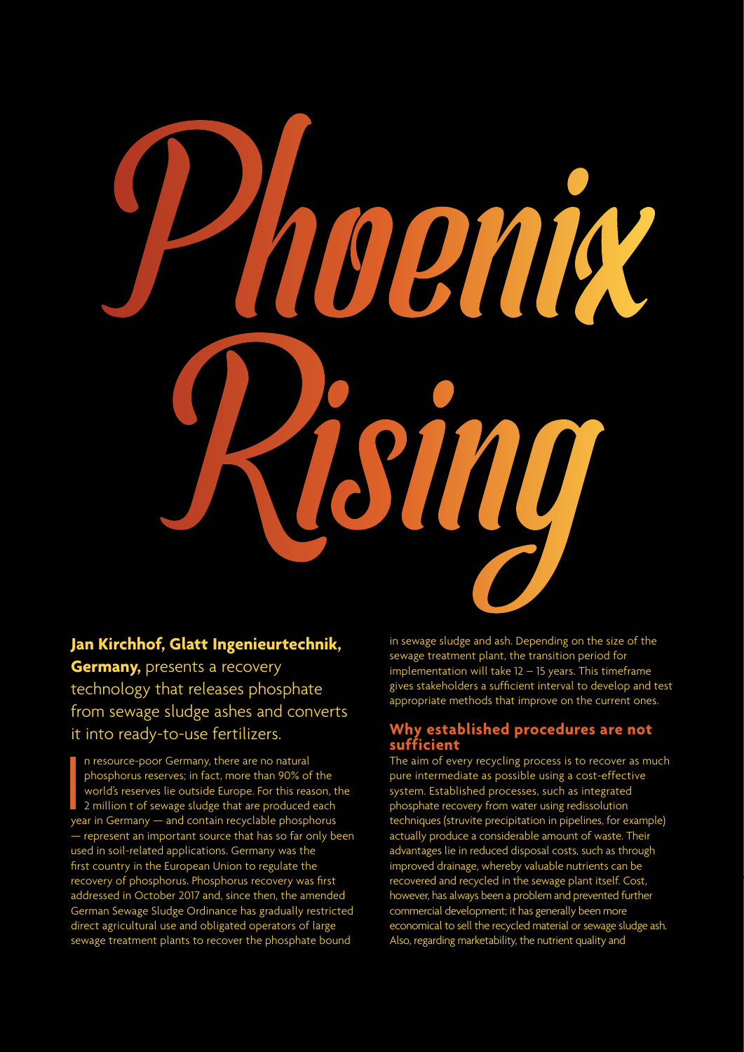# Phoenix Rising

**Jan Kirchhof, Glatt Ingenieurtechnik, Germany,** presents a recovery technology that releases phosphate from sewage sludge ashes and converts it into ready-to-use fertilizers.

In resource-poor Germany, there are no natural phosphorus reserves; in fact, more than 90% of the world's reserves lie outside Europe. For this reason, the 2 million t of sewage sludge that are produced each year in Germany — and contain recyclable phosphorus — represent an important source that has so far only been used in soil-related applications. Germany was the first country in the European Union to regulate the recovery of phosphorus. Phosphorus recovery was first addressed in October 2017 and, since then, the amended German Sewage Sludge Ordinance has gradually restricted direct agricultural use and obligated operators of large sewage treatment plants to recover the phosphate bound in sewage sludge and ash. Depending on the size of the sewage treatment plant, the transition period for implementation will take 12 – 15 years. This timeframe gives stakeholders a sufficient interval to develop and test appropriate methods that improve on the current ones.

## Why established procedures are not sufficient

The aim of every recycling process is to recover as much pure intermediate as possible using a cost-effective system. Established processes, such as integrated phosphate recovery from water using redissolution techniques (struvite precipitation in pipelines, for example) actually produce a considerable amount of waste. Their advantages lie in reduced disposal costs, such as through improved drainage, whereby valuable nutrients can be recovered and recycled in the sewage plant itself. Cost, however, has always been a problem and prevented further commercial development; it has generally been more economical to sell the recycled material or sewage sludge ash. Also, regarding marketability, the nutrient quality and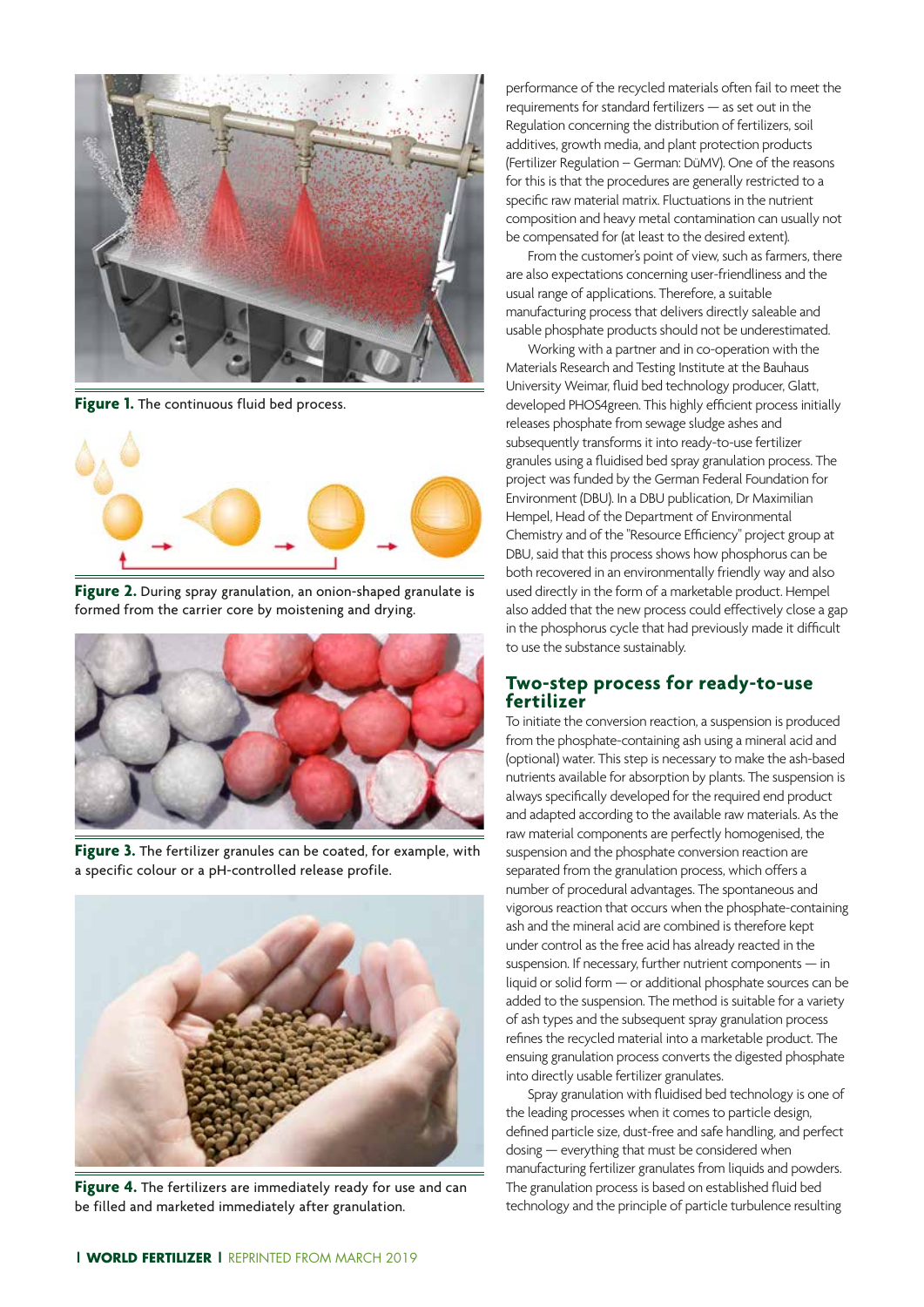Figure 1. The continuous fluid bed process.

Figure 2. During spray granulation, an onion-shaped granulate is formed from the carrier core by moistening and drying.

Figure 3. The fertilizer granules can be coated, for example, with a specific colour or a pH-controlled release profile.

Figure 4. The fertilizers are immediately ready for use and can be filled and marketed immediately after granulation.

performance of the recycled materials often fail to meet the requirements for standard fertilizers — as set out in the Regulation concerning the distribution of fertilizers, soil additives, growth media, and plant protection products (Fertilizer Regulation – German: DüMV). One of the reasons for this is that the procedures are generally restricted to a specific raw material matrix. Fluctuations in the nutrient composition and heavy metal contamination can usually not be compensated for (at least to the desired extent).

From the customer's point of view, such as farmers, there are also expectations concerning user-friendliness and the usual range of applications. Therefore, a suitable manufacturing process that delivers directly saleable and usable phosphate products should not be underestimated.

Working with a partner and in co-operation with the Materials Research and Testing Institute at the Bauhaus University Weimar, fluid bed technology producer, Glatt, developed PHOS4green. This highly efficient process initially releases phosphate from sewage sludge ashes and subsequently transforms it into ready-to-use fertilizer granules using a fluidised bed spray granulation process. The project was funded by the German Federal Foundation for Environment (DBU). In a DBU publication, Dr Maximilian Hempel, Head of the Department of Environmental Chemistry and of the "Resource Efficiency" project group at DBU, said that this process shows how phosphorus can be both recovered in an environmentally friendly way and also used directly in the form of a marketable product. Hempel also added that the new process could effectively close a gap in the phosphorus cycle that had previously made it difficult to use the substance sustainably.

## Two-step process for ready-to-use fertilizer

To initiate the conversion reaction, a suspension is produced from the phosphate-containing ash using a mineral acid and (optional) water. This step is necessary to make the ash-based nutrients available for absorption by plants. The suspension is always specifically developed for the required end product and adapted according to the available raw materials. As the raw material components are perfectly homogenised, the suspension and the phosphate conversion reaction are separated from the granulation process, which offers a number of procedural advantages. The spontaneous and vigorous reaction that occurs when the phosphate-containing ash and the mineral acid are combined is therefore kept under control as the free acid has already reacted in the suspension. If necessary, further nutrient components — in liquid or solid form — or additional phosphate sources can be added to the suspension. The method is suitable for a variety of ash types and the subsequent spray granulation process refines the recycled material into a marketable product. The ensuing granulation process converts the digested phosphate into directly usable fertilizer granulates.

Spray granulation with fluidised bed technology is one of the leading processes when it comes to particle design, defined particle size, dust-free and safe handling, and perfect dosing — everything that must be considered when manufacturing fertilizer granulates from liquids and powders. The granulation process is based on established fluid bed technology and the principle of particle turbulence resulting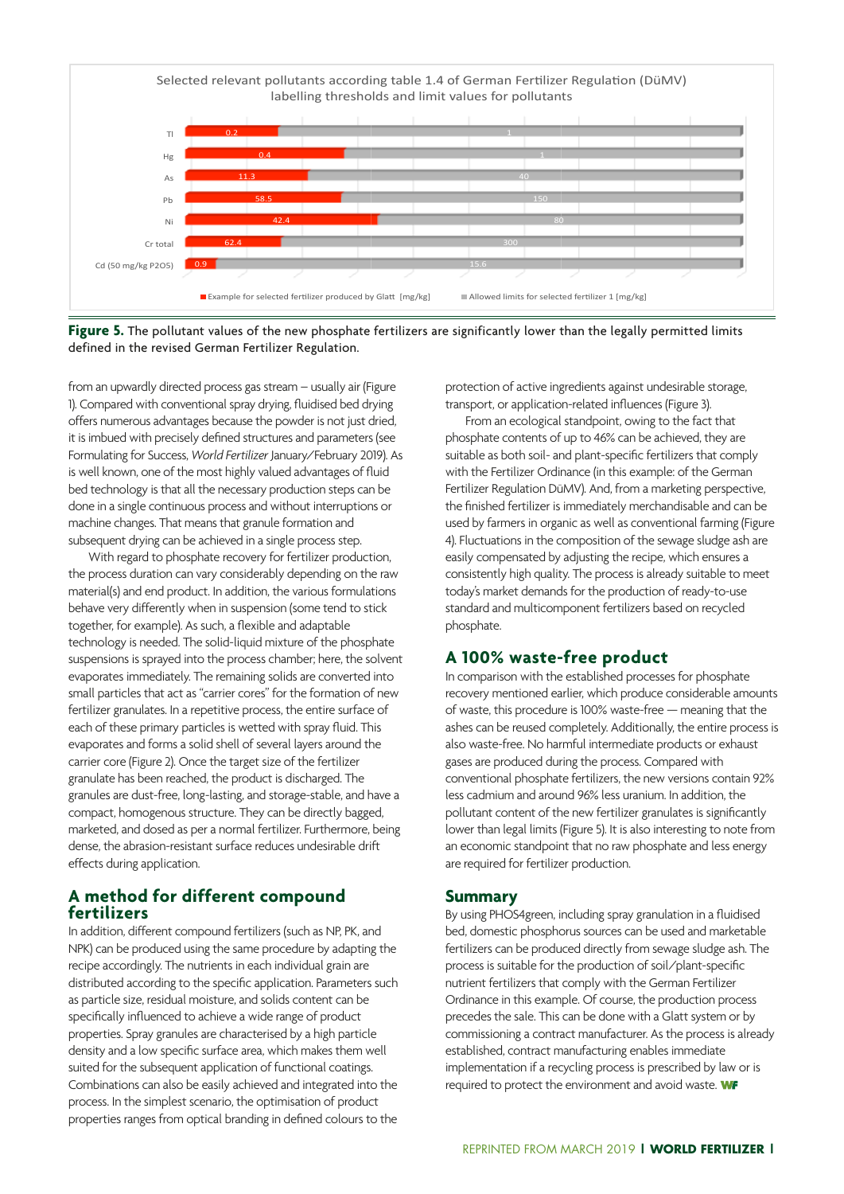Selected relevant pollutants according table 1.4 of German Fertilizer Regulation (DüMV)
labelling thresholds and limit values for pollutants

Tl 0.2 1

Hg 0.4 1

As 11.3 40

Pb 58.5 150

Ni 42.4 80

Cr total 62.4 300

Cd (50 mg/kg P2O5) 0.9 15.6

Example for selected fertilizer produced by Glatt [mg/kg]

Allowed limits for selected fertilizer 1 [mg/kg]

**Figure 5.** The pollutant values of the new phosphate fertilizers are significantly lower than the legally permitted limits defined in the revised German Fertilizer Regulation.

from an upwardly directed process gas stream – usually air (Figure 1). Compared with conventional spray drying, fluidised bed drying offers numerous advantages because the powder is not just dried, it is imbued with precisely defined structures and parameters (see Formulating for Success, *World Fertilizer* January/February 2019). As is well known, one of the most highly valued advantages of fluid bed technology is that all the necessary production steps can be done in a single continuous process and without interruptions or machine changes. That means that granule formation and subsequent drying can be achieved in a single process step.

With regard to phosphate recovery for fertilizer production, the process duration can vary considerably depending on the raw material(s) and end product. In addition, the various formulations behave very differently when in suspension (some tend to stick together, for example). As such, a flexible and adaptable technology is needed. The solid-liquid mixture of the phosphate suspensions is sprayed into the process chamber; here, the solvent evaporates immediately. The remaining solids are converted into small particles that act as "carrier cores" for the formation of new fertilizer granulates. In a repetitive process, the entire surface of each of these primary particles is wetted with spray fluid. This evaporates and forms a solid shell of several layers around the carrier core (Figure 2). Once the target size of the fertilizer granulate has been reached, the product is discharged. The granules are dust-free, long-lasting, and storage-stable, and have a compact, homogenous structure. They can be directly bagged, marketed, and dosed as per a normal fertilizer. Furthermore, being dense, the abrasion-resistant surface reduces undesirable drift effects during application.

## A method for different compound fertilizers

In addition, different compound fertilizers (such as NP, PK, and NPK) can be produced using the same procedure by adapting the recipe accordingly. The nutrients in each individual grain are distributed according to the specific application. Parameters such as particle size, residual moisture, and solids content can be specifically influenced to achieve a wide range of product properties. Spray granules are characterised by a high particle density and a low specific surface area, which makes them well suited for the subsequent application of functional coatings. Combinations can also be easily achieved and integrated into the process. In the simplest scenario, the optimisation of product properties ranges from optical branding in defined colours to the protection of active ingredients against undesirable storage, transport, or application-related influences (Figure 3).

From an ecological standpoint, owing to the fact that phosphate contents of up to 46% can be achieved, they are suitable as both soil- and plant-specific fertilizers that comply with the Fertilizer Ordinance (in this example: of the German Fertilizer Regulation DüMV). And, from a marketing perspective, the finished fertilizer is immediately merchandisable and can be used by farmers in organic as well as conventional farming (Figure 4). Fluctuations in the composition of the sewage sludge ash are easily compensated by adjusting the recipe, which ensures a consistently high quality. The process is already suitable to meet today's market demands for the production of ready-to-use standard and multicomponent fertilizers based on recycled phosphate.

## A 100% waste-free product

In comparison with the established processes for phosphate recovery mentioned earlier, which produce considerable amounts of waste, this procedure is 100% waste-free — meaning that the ashes can be reused completely. Additionally, the entire process is also waste-free. No harmful intermediate products or exhaust gases are produced during the process. Compared with conventional phosphate fertilizers, the new versions contain 92% less cadmium and around 96% less uranium. In addition, the pollutant content of the new fertilizer granulates is significantly lower than legal limits (Figure 5). It is also interesting to note from an economic standpoint that no raw phosphate and less energy are required for fertilizer production.

## Summary

By using PHOS4green, including spray granulation in a fluidised bed, domestic phosphorus sources can be used and marketable fertilizers can be produced directly from sewage sludge ash. The process is suitable for the production of soil/plant-specific nutrient fertilizers that comply with the German Fertilizer Ordinance in this example. Of course, the production process precedes the sale. This can be done with a Glatt system or by commissioning a contract manufacturer. As the process is already established, contract manufacturing enables immediate implementation if a recycling process is prescribed by law or is required to protect the environment and avoid waste.